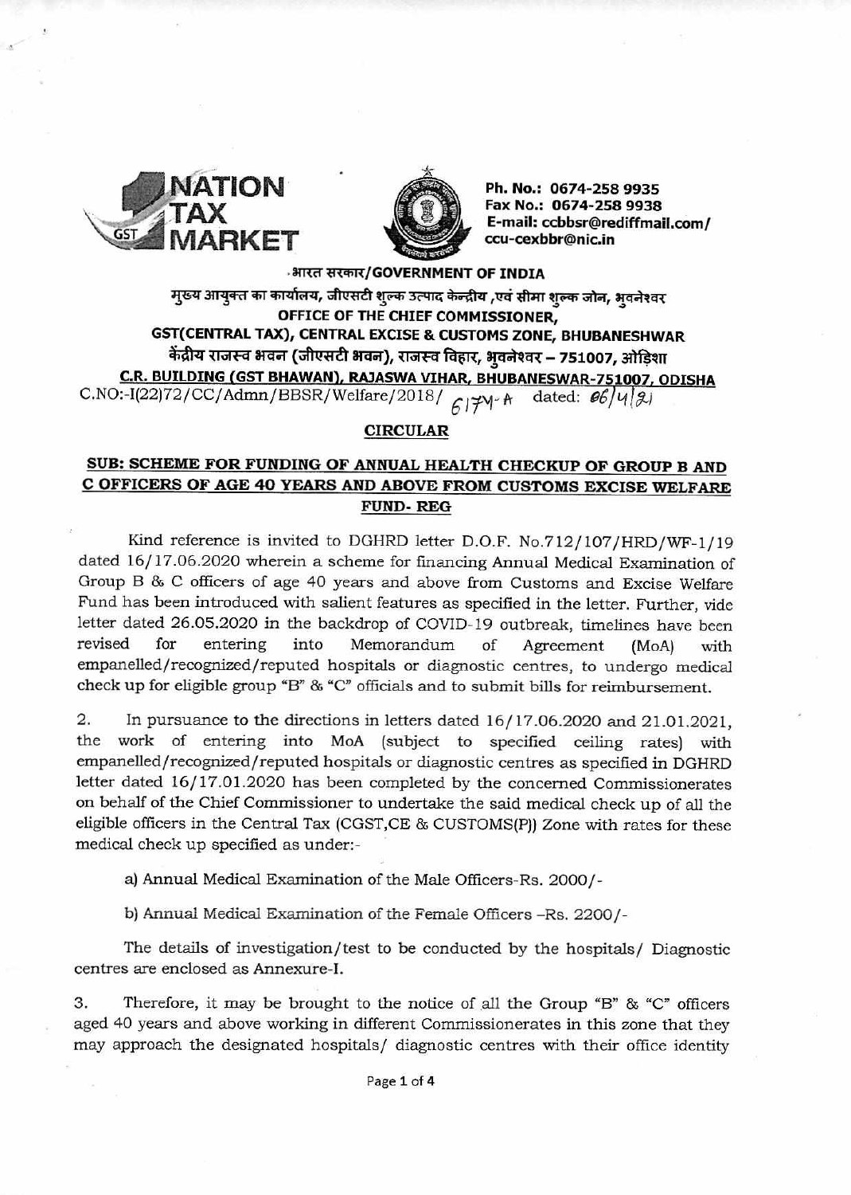Ph. No.: 0674-258 9935
Fax No.: 0674-258 9938
E-mail: ccbbsr@rediffmail.com/ ccu-cexbbr@nic.in

भारत सरकार/GOVERNMENT OF INDIA

मुख्य आयुक्त का कार्यालय, जीएसटी शुल्क उत्पाद केन्द्रीय ,एवं सीमा शुल्क जोन, भुवनेश्वर

OFFICE OF THE CHIEF COMMISSIONER,

GST(CENTRAL TAX), CENTRAL EXCISE & CUSTOMS ZONE, BHUBANESHWAR

केंद्रीय राजस्व भवन (जीएसटी भवन), राजस्व विहार, भुवनेश्वर – 751007, ओड़िशा

**C.R. BUILDING (GST BHAWAN), RAJASWA VIHAR, BHUBANESWAR-751007, ODISHA**

C.NO:-I(22)72/CC/Admn/BBSR/Welfare/2018/ 6174-A dated: 06/4/21

## CIRCULAR

### SUB: SCHEME FOR FUNDING OF ANNUAL HEALTH CHECKUP OF GROUP B AND C OFFICERS OF AGE 40 YEARS AND ABOVE FROM CUSTOMS EXCISE WELFARE FUND- REG

Kind reference is invited to DGHRD letter D.O.F. No.712/107/HRD/WF-1/19 dated 16/17.06.2020 wherein a scheme for financing Annual Medical Examination of Group B & C officers of age 40 years and above from Customs and Excise Welfare Fund has been introduced with salient features as specified in the letter. Further, vide letter dated 26.05.2020 in the backdrop of COVID-19 outbreak, timelines have been revised for entering into Memorandum of Agreement (MoA) with empanelled/recognized/reputed hospitals or diagnostic centres, to undergo medical check up for eligible group "B" & "C" officials and to submit bills for reimbursement.

2. In pursuance to the directions in letters dated 16/17.06.2020 and 21.01.2021, the work of entering into MoA (subject to specified ceiling rates) with empanelled/recognized/reputed hospitals or diagnostic centres as specified in DGHRD letter dated 16/17.01.2020 has been completed by the concerned Commissionerates on behalf of the Chief Commissioner to undertake the said medical check up of all the eligible officers in the Central Tax (CGST,CE & CUSTOMS(P)) Zone with rates for these medical check up specified as under:-

a) Annual Medical Examination of the Male Officers-Rs. 2000/-

b) Annual Medical Examination of the Female Officers –Rs. 2200/-

The details of investigation/test to be conducted by the hospitals/ Diagnostic centres are enclosed as Annexure-I.

3. Therefore, it may be brought to the notice of all the Group "B" & "C" officers aged 40 years and above working in different Commissionerates in this zone that they may approach the designated hospitals/ diagnostic centres with their office identity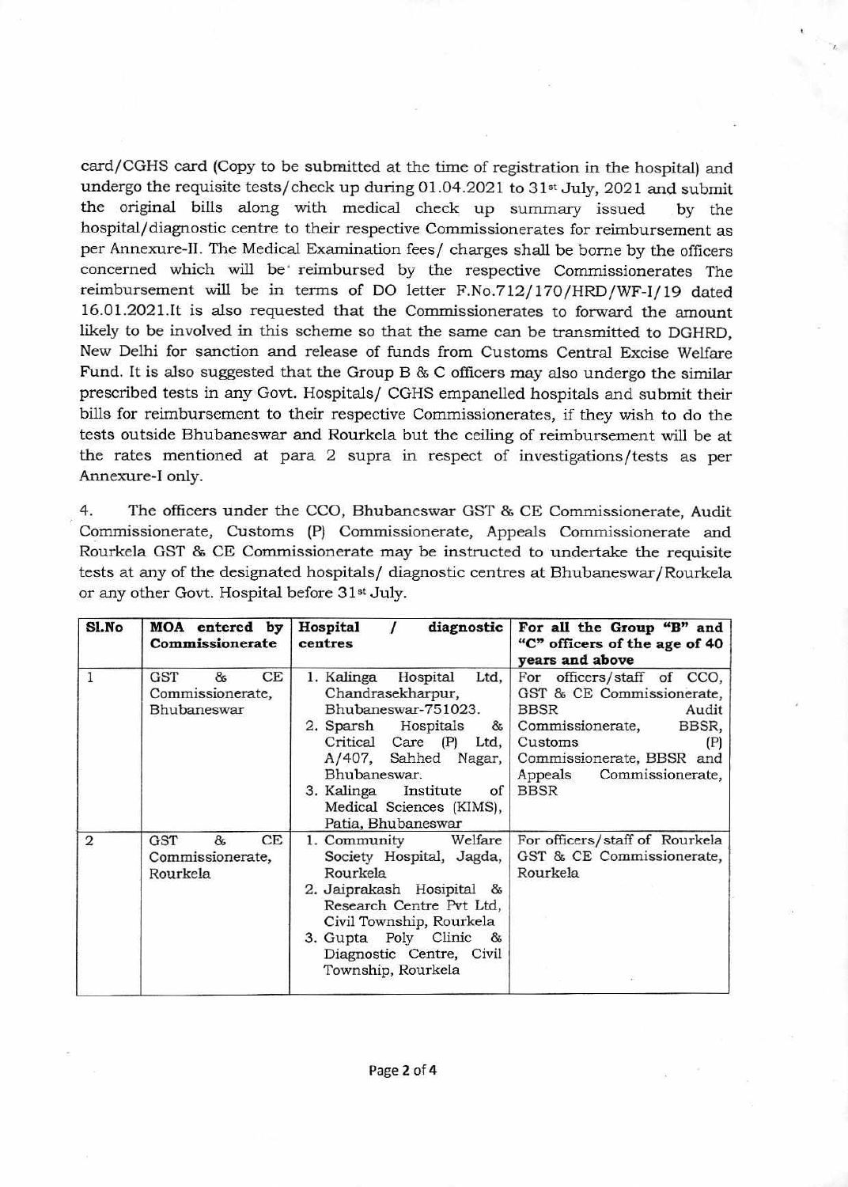card/CGHS card (Copy to be submitted at the time of registration in the hospital) and undergo the requisite tests/check up during 01.04.2021 to 31st July, 2021 and submit the original bills along with medical check up summary issued by the hospital/diagnostic centre to their respective Commissionerates for reimbursement as per Annexure-II. The Medical Examination fees/ charges shall be borne by the officers concerned which will be reimbursed by the respective Commissionerates The reimbursement will be in terms of DO letter F.No.712/170/HRD/WF-I/19 dated 16.01.2021.It is also requested that the Commissionerates to forward the amount likely to be involved in this scheme so that the same can be transmitted to DGHRD, New Delhi for sanction and release of funds from Customs Central Excise Welfare Fund. It is also suggested that the Group B & C officers may also undergo the similar prescribed tests in any Govt. Hospitals/ CGHS empanelled hospitals and submit their bills for reimbursement to their respective Commissionerates, if they wish to do the tests outside Bhubaneswar and Rourkela but the ceiling of reimbursement will be at the rates mentioned at para 2 supra in respect of investigations/tests as per Annexure-I only.

4. The officers under the CCO, Bhubaneswar GST & CE Commissionerate, Audit Commissionerate, Customs (P) Commissionerate, Appeals Commissionerate and Rourkela GST & CE Commissionerate may be instructed to undertake the requisite tests at any of the designated hospitals/ diagnostic centres at Bhubaneswar/Rourkela or any other Govt. Hospital before 31st July.

| Sl.No | MOA entered by Commissionerate | Hospital / diagnostic centres | For all the Group "B" and "C" officers of the age of 40 years and above |
|---|---|---|---|
| 1 | GST & CE Commissionerate, Bhubaneswar | 1. Kalinga Hospital Ltd, Chandrasekharpur, Bhubaneswar-751023.<br>2. Sparsh Hospitals & Critical Care (P) Ltd, A/407, Sahhed Nagar, Bhubaneswar.<br>3. Kalinga Institute of Medical Sciences (KIMS), Patia, Bhubaneswar | For officers/staff of CCO, GST & CE Commissionerate, BBSR Audit Commissionerate, BBSR, Customs (P) Commissionerate, BBSR and Appeals Commissionerate, BBSR |
| 2 | GST & CE Commissionerate, Rourkela | 1. Community Welfare Society Hospital, Jagda, Rourkela<br>2. Jaiprakash Hosipital & Research Centre Pvt Ltd, Civil Township, Rourkela<br>3. Gupta Poly Clinic & Diagnostic Centre, Civil Township, Rourkela | For officers/staff of Rourkela GST & CE Commissionerate, Rourkela |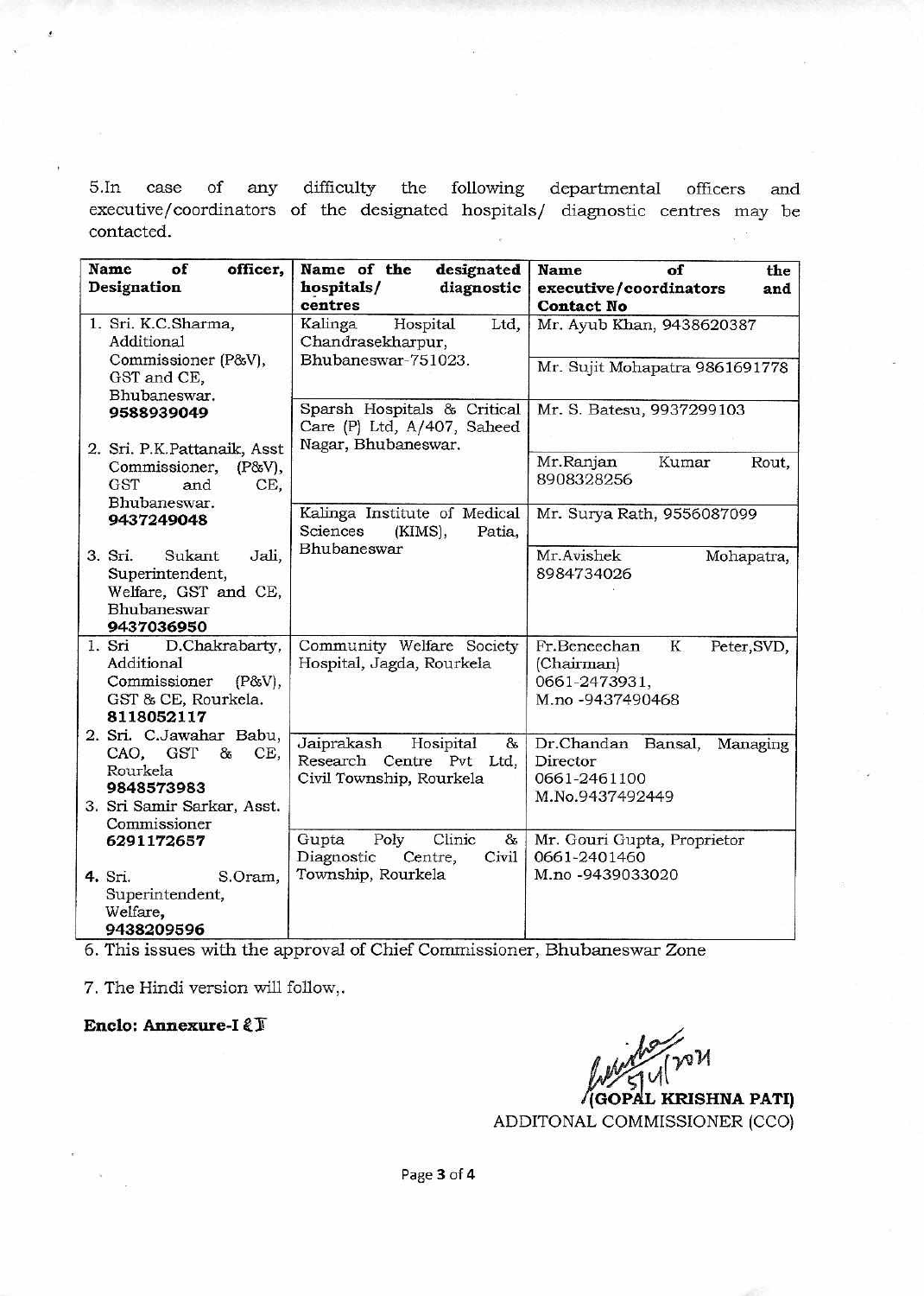5.In case of any difficulty the following departmental officers and executive/coordinators of the designated hospitals/ diagnostic centres may be contacted.

| Name of officer, Designation | Name of the designated hospitals/ diagnostic centres | Name of the executive/coordinators and Contact No |
|---|---|---|
| 1. Sri. K.C.Sharma, Additional Commissioner (P&V), GST and CE, Bhubaneswar. **9588939049**<br>2. Sri. P.K.Pattanaik, Asst Commissioner, (P&V), GST and CE, Bhubaneswar. **9437249048**<br>3. Sri. Sukant Jali, Superintendent, Welfare, GST and CE, Bhubaneswar **9437036950** | Kalinga Hospital Ltd, Chandrasekharpur, Bhubaneswar-751023. | Mr. Ayub Khan, 9438620387<br>Mr. Sujit Mohapatra 9861691778 |
| | Sparsh Hospitals & Critical Care (P) Ltd, A/407, Saheed Nagar, Bhubaneswar. | Mr. S. Batesu, 9937299103<br>Mr.Ranjan Kumar Rout, 8908328256 |
| | Kalinga Institute of Medical Sciences (KIMS), Patia, Bhubaneswar | Mr. Surya Rath, 9556087099<br>Mr.Avishek Mohapatra, 8984734026 |
| 1. Sri D.Chakrabarty, Additional Commissioner (P&V), GST & CE, Rourkela. **8118052117**<br>2. Sri. C.Jawahar Babu, CAO, GST & CE, Rourkela **9848573983**<br>3. Sri Samir Sarkar, Asst. Commissioner **6291172657**<br>4. Sri. S.Oram, Superintendent, Welfare, **9438209596** | Community Welfare Society Hospital, Jagda, Rourkela | Fr.Beneechan K Peter,SVD, (Chairman) 0661-2473931, M.no -9437490468 |
| | Jaiprakash Hosipital & Research Centre Pvt Ltd, Civil Township, Rourkela | Dr.Chandan Bansal, Managing Director 0661-2461100 M.No.9437492449 |
| | Gupta Poly Clinic & Diagnostic Centre, Civil Township, Rourkela | Mr. Gouri Gupta, Proprietor 0661-2401460 M.no -9439033020 |

6. This issues with the approval of Chief Commissioner, Bhubaneswar Zone

7. The Hindi version will follow,.

**Enclo: Annexure-I & II**

5/4/2021

**(GOPAL KRISHNA PATI)**
ADDITONAL COMMISSIONER (CCO)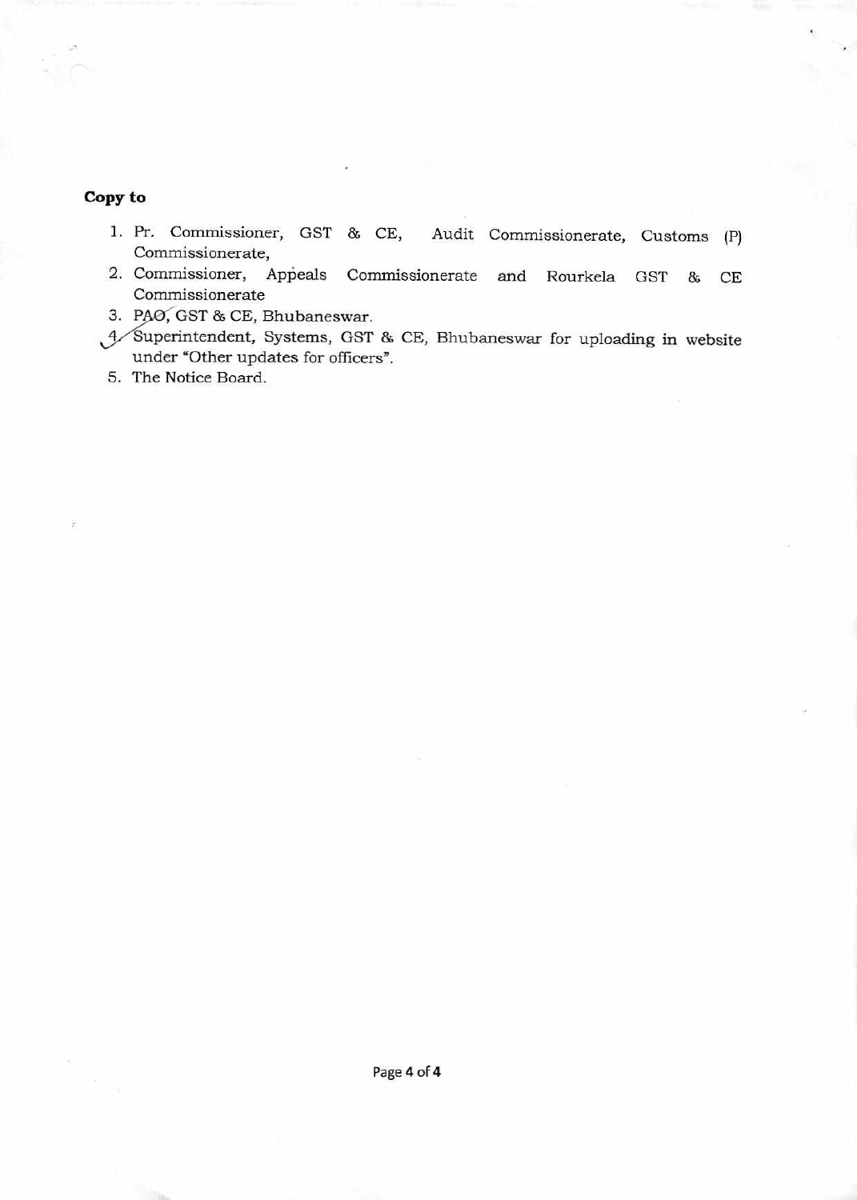**Copy to**

1. Pr. Commissioner, GST & CE, Audit Commissionerate, Customs (P) Commissionerate,
2. Commissioner, Appeals Commissionerate and Rourkela GST & CE Commissionerate
3. PAO, GST & CE, Bhubaneswar.
4. Superintendent, Systems, GST & CE, Bhubaneswar for uploading in website under "Other updates for officers".
5. The Notice Board.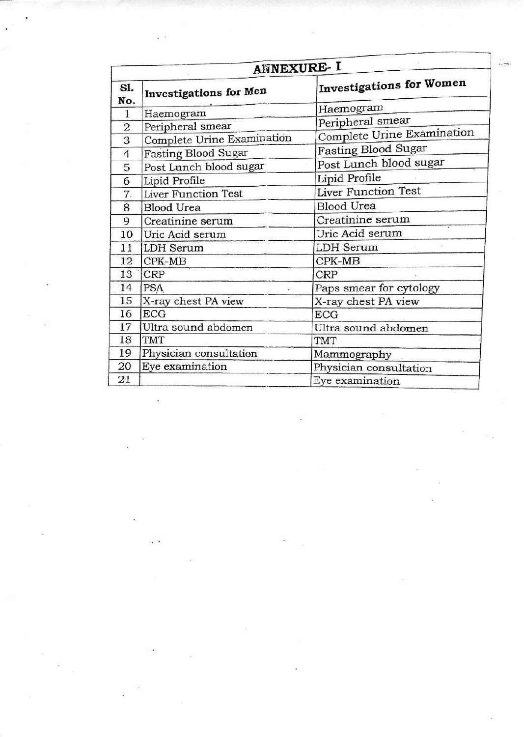# ANNEXURE- I

| Sl. No. | Investigations for Men | Investigations for Women |
|---|---|---|
| 1 | Haemogram | Haemogram |
| 2 | Peripheral smear | Peripheral smear |
| 3 | Complete Urine Examination | Complete Urine Examination |
| 4 | Fasting Blood Sugar | Fasting Blood Sugar |
| 5 | Post Lunch blood sugar | Post Lunch blood sugar |
| 6 | Lipid Profile | Lipid Profile |
| 7 | Liver Function Test | Liver Function Test |
| 8 | Blood Urea | Blood Urea |
| 9 | Creatinine serum | Creatinine serum |
| 10 | Uric Acid serum | Uric Acid serum |
| 11 | LDH Serum | LDH Serum |
| 12 | CPK-MB | CPK-MB |
| 13 | CRP | CRP |
| 14 | PSA | Paps smear for cytology |
| 15 | X-ray chest PA view | X-ray chest PA view |
| 16 | ECG | ECG |
| 17 | Ultra sound abdomen | Ultra sound abdomen |
| 18 | TMT | TMT |
| 19 | Physician consultation | Mammography |
| 20 | Eye examination | Physician consultation |
| 21 | | Eye examination |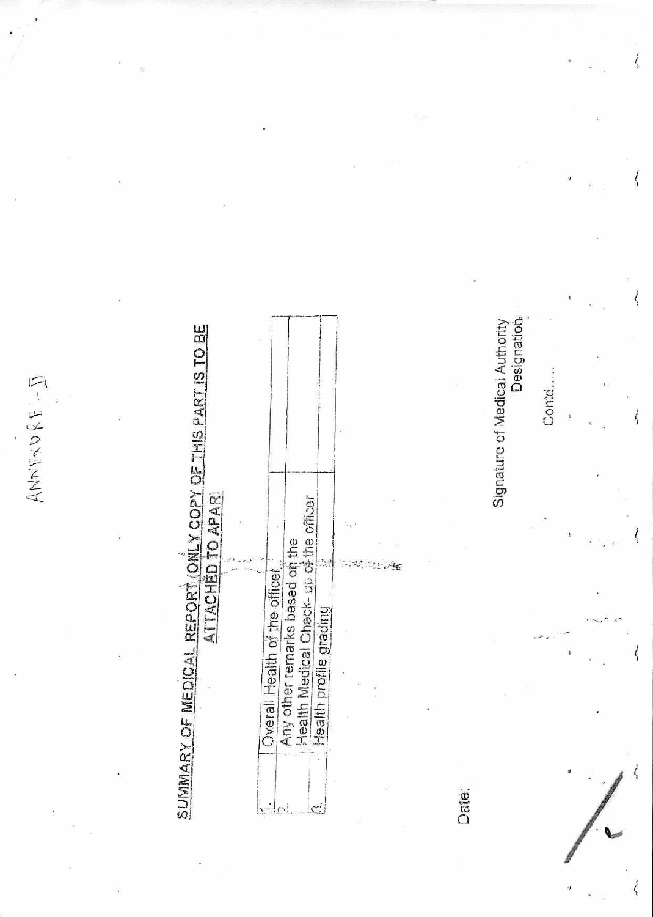ANNEXURE - II

## SUMMARY OF MEDICAL REPORT (ONLY COPY OF THIS PART IS TO BE ATTACHED TO APAR)

| | | |
|---|---|---|
| 1. | Overall Health of the officer | |
| 2. | Any other remarks based on the Health Medical Check-up of the officer | |
| 3. | Health profile grading | |

Date:

Signature of Medical Authority
Designation

Contd.....